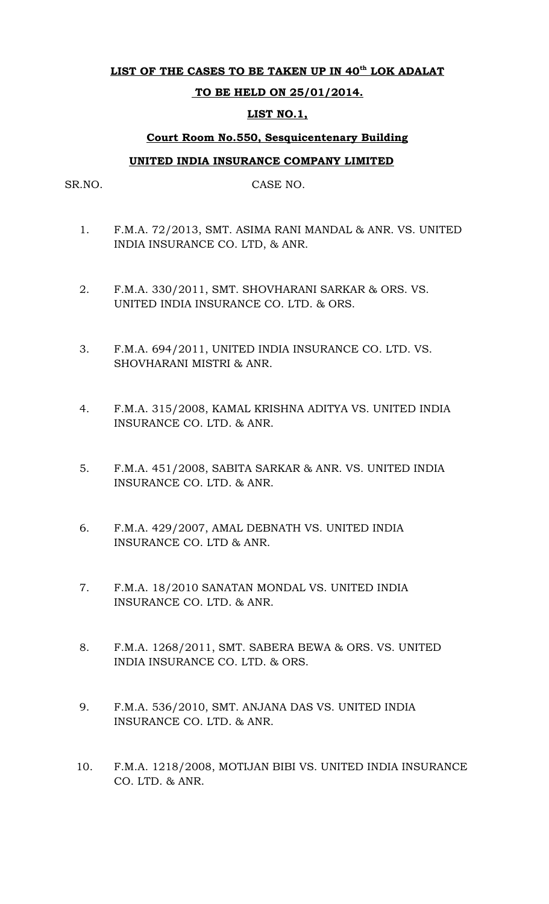**LIST OF THE CASES TO BE TAKEN UP IN 40th LOK ADALAT**

**TO BE HELD ON 25/01/2014.**

**LIST NO.1,**

**Court Room No.550, Sesquicentenary Building**

**UNITED INDIA INSURANCE COMPANY LIMITED**

SR.NO. CASE NO.

1. F.M.A. 72/2013, SMT. ASIMA RANI MANDAL & ANR. VS. UNITED INDIA INSURANCE CO. LTD, & ANR.

2. F.M.A. 330/2011, SMT. SHOVHARANI SARKAR & ORS. VS. UNITED INDIA INSURANCE CO. LTD. & ORS.

3. F.M.A. 694/2011, UNITED INDIA INSURANCE CO. LTD. VS. SHOVHARANI MISTRI & ANR.

4. F.M.A. 315/2008, KAMAL KRISHNA ADITYA VS. UNITED INDIA INSURANCE CO. LTD. & ANR.

5. F.M.A. 451/2008, SABITA SARKAR & ANR. VS. UNITED INDIA INSURANCE CO. LTD. & ANR.

6. F.M.A. 429/2007, AMAL DEBNATH VS. UNITED INDIA INSURANCE CO. LTD & ANR.

7. F.M.A. 18/2010 SANATAN MONDAL VS. UNITED INDIA INSURANCE CO. LTD. & ANR.

8. F.M.A. 1268/2011, SMT. SABERA BEWA & ORS. VS. UNITED INDIA INSURANCE CO. LTD. & ORS.

9. F.M.A. 536/2010, SMT. ANJANA DAS VS. UNITED INDIA INSURANCE CO. LTD. & ANR.

10. F.M.A. 1218/2008, MOTIJAN BIBI VS. UNITED INDIA INSURANCE CO. LTD. & ANR.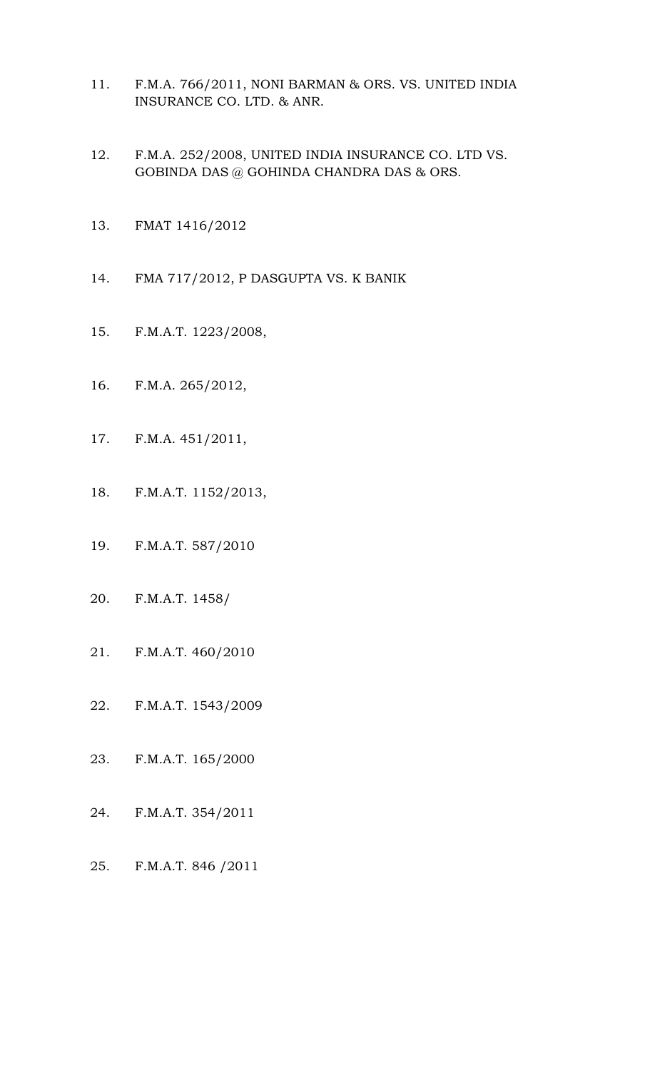11. F.M.A. 766/2011, NONI BARMAN & ORS. VS. UNITED INDIA INSURANCE CO. LTD. & ANR.

12. F.M.A. 252/2008, UNITED INDIA INSURANCE CO. LTD VS. GOBINDA DAS @ GOHINDA CHANDRA DAS & ORS.

13. FMAT 1416/2012

14. FMA 717/2012, P DASGUPTA VS. K BANIK

15. F.M.A.T. 1223/2008,

16. F.M.A. 265/2012,

17. F.M.A. 451/2011,

18. F.M.A.T. 1152/2013,

19. F.M.A.T. 587/2010

20. F.M.A.T. 1458/

21. F.M.A.T. 460/2010

22. F.M.A.T. 1543/2009

23. F.M.A.T. 165/2000

24. F.M.A.T. 354/2011

25. F.M.A.T. 846 /2011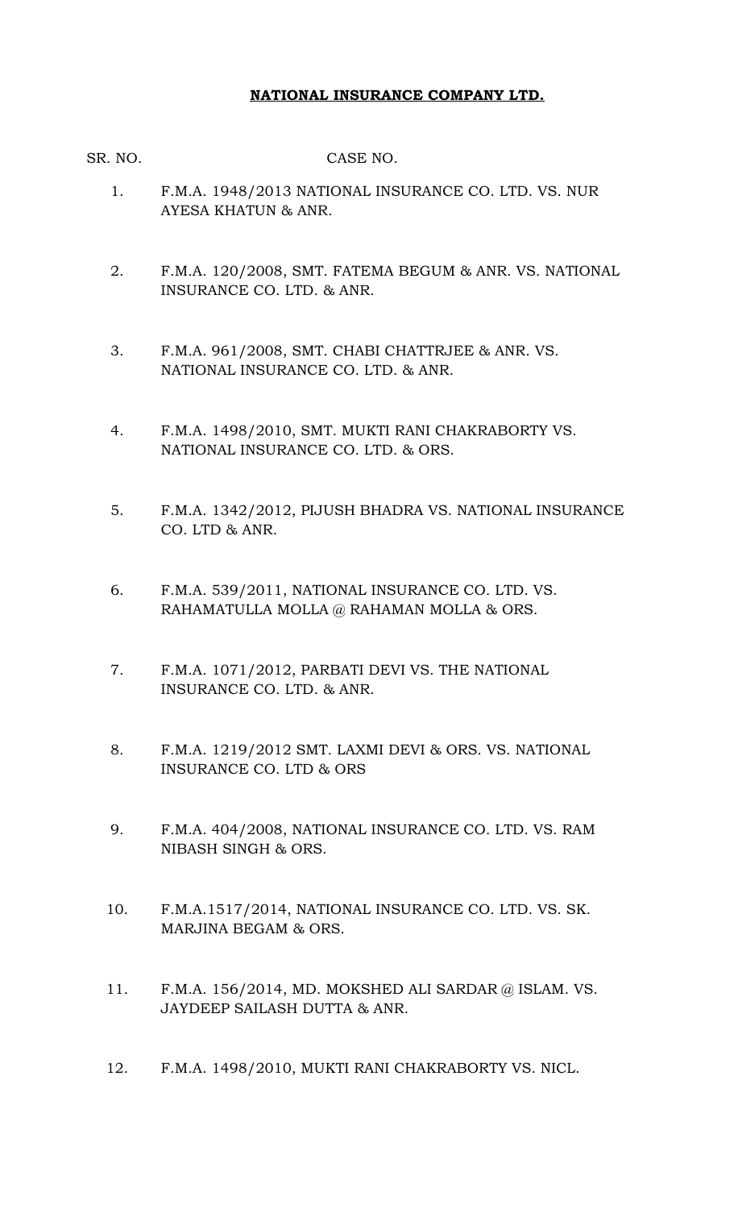**NATIONAL INSURANCE COMPANY LTD.**

| SR. NO. | CASE NO. |
|---|---|
| 1. | F.M.A. 1948/2013 NATIONAL INSURANCE CO. LTD. VS. NUR AYESA KHATUN & ANR. |
| 2. | F.M.A. 120/2008, SMT. FATEMA BEGUM & ANR. VS. NATIONAL INSURANCE CO. LTD. & ANR. |
| 3. | F.M.A. 961/2008, SMT. CHABI CHATTRJEE & ANR. VS. NATIONAL INSURANCE CO. LTD. & ANR. |
| 4. | F.M.A. 1498/2010, SMT. MUKTI RANI CHAKRABORTY VS. NATIONAL INSURANCE CO. LTD. & ORS. |
| 5. | F.M.A. 1342/2012, PIJUSH BHADRA VS. NATIONAL INSURANCE CO. LTD & ANR. |
| 6. | F.M.A. 539/2011, NATIONAL INSURANCE CO. LTD. VS. RAHAMATULLA MOLLA @ RAHAMAN MOLLA & ORS. |
| 7. | F.M.A. 1071/2012, PARBATI DEVI VS. THE NATIONAL INSURANCE CO. LTD. & ANR. |
| 8. | F.M.A. 1219/2012 SMT. LAXMI DEVI & ORS. VS. NATIONAL INSURANCE CO. LTD & ORS |
| 9. | F.M.A. 404/2008, NATIONAL INSURANCE CO. LTD. VS. RAM NIBASH SINGH & ORS. |
| 10. | F.M.A.1517/2014, NATIONAL INSURANCE CO. LTD. VS. SK. MARJINA BEGAM & ORS. |
| 11. | F.M.A. 156/2014, MD. MOKSHED ALI SARDAR @ ISLAM. VS. JAYDEEP SAILASH DUTTA & ANR. |
| 12. | F.M.A. 1498/2010, MUKTI RANI CHAKRABORTY VS. NICL. |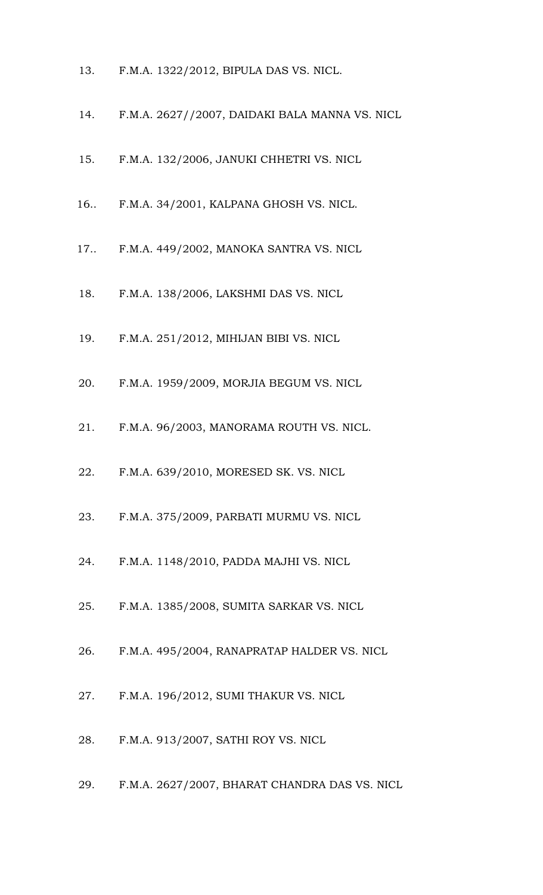13. F.M.A. 1322/2012, BIPULA DAS VS. NICL.

14. F.M.A. 2627//2007, DAIDAKI BALA MANNA VS. NICL

15. F.M.A. 132/2006, JANUKI CHHETRI VS. NICL

16.. F.M.A. 34/2001, KALPANA GHOSH VS. NICL.

17.. F.M.A. 449/2002, MANOKA SANTRA VS. NICL

18. F.M.A. 138/2006, LAKSHMI DAS VS. NICL

19. F.M.A. 251/2012, MIHIJAN BIBI VS. NICL

20. F.M.A. 1959/2009, MORJIA BEGUM VS. NICL

21. F.M.A. 96/2003, MANORAMA ROUTH VS. NICL.

22. F.M.A. 639/2010, MORESED SK. VS. NICL

23. F.M.A. 375/2009, PARBATI MURMU VS. NICL

24. F.M.A. 1148/2010, PADDA MAJHI VS. NICL

25. F.M.A. 1385/2008, SUMITA SARKAR VS. NICL

26. F.M.A. 495/2004, RANAPRATAP HALDER VS. NICL

27. F.M.A. 196/2012, SUMI THAKUR VS. NICL

28. F.M.A. 913/2007, SATHI ROY VS. NICL

29. F.M.A. 2627/2007, BHARAT CHANDRA DAS VS. NICL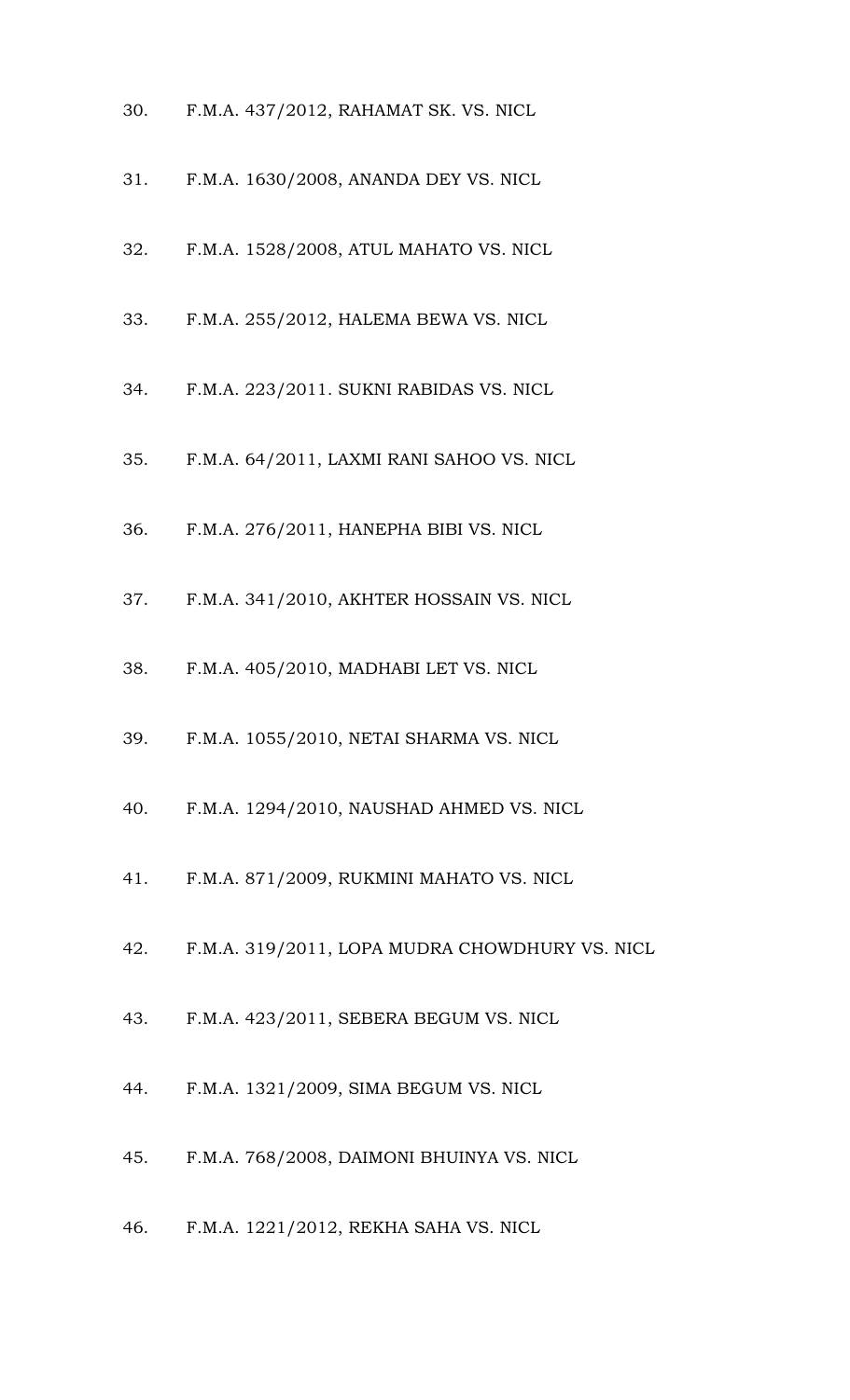30. F.M.A. 437/2012, RAHAMAT SK. VS. NICL

31. F.M.A. 1630/2008, ANANDA DEY VS. NICL

32. F.M.A. 1528/2008, ATUL MAHATO VS. NICL

33. F.M.A. 255/2012, HALEMA BEWA VS. NICL

34. F.M.A. 223/2011. SUKNI RABIDAS VS. NICL

35. F.M.A. 64/2011, LAXMI RANI SAHOO VS. NICL

36. F.M.A. 276/2011, HANEPHA BIBI VS. NICL

37. F.M.A. 341/2010, AKHTER HOSSAIN VS. NICL

38. F.M.A. 405/2010, MADHABI LET VS. NICL

39. F.M.A. 1055/2010, NETAI SHARMA VS. NICL

40. F.M.A. 1294/2010, NAUSHAD AHMED VS. NICL

41. F.M.A. 871/2009, RUKMINI MAHATO VS. NICL

42. F.M.A. 319/2011, LOPA MUDRA CHOWDHURY VS. NICL

43. F.M.A. 423/2011, SEBERA BEGUM VS. NICL

44. F.M.A. 1321/2009, SIMA BEGUM VS. NICL

45. F.M.A. 768/2008, DAIMONI BHUINYA VS. NICL

46. F.M.A. 1221/2012, REKHA SAHA VS. NICL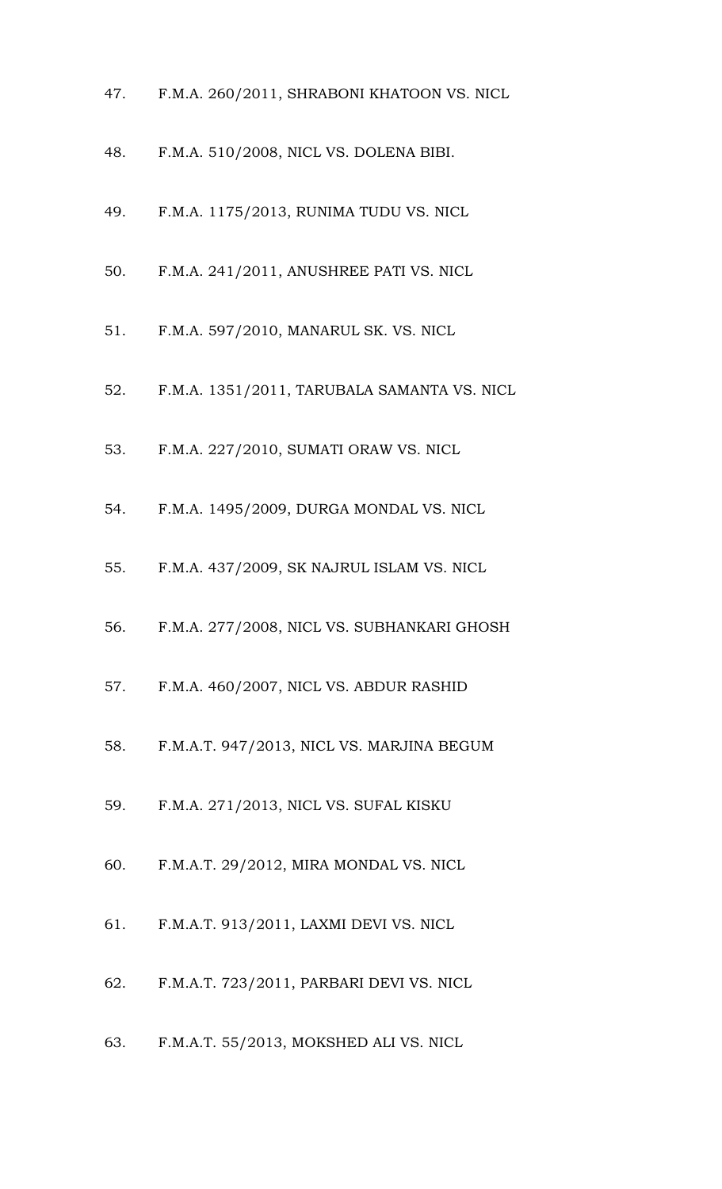47. F.M.A. 260/2011, SHRABONI KHATOON VS. NICL

48. F.M.A. 510/2008, NICL VS. DOLENA BIBI.

49. F.M.A. 1175/2013, RUNIMA TUDU VS. NICL

50. F.M.A. 241/2011, ANUSHREE PATI VS. NICL

51. F.M.A. 597/2010, MANARUL SK. VS. NICL

52. F.M.A. 1351/2011, TARUBALA SAMANTA VS. NICL

53. F.M.A. 227/2010, SUMATI ORAW VS. NICL

54. F.M.A. 1495/2009, DURGA MONDAL VS. NICL

55. F.M.A. 437/2009, SK NAJRUL ISLAM VS. NICL

56. F.M.A. 277/2008, NICL VS. SUBHANKARI GHOSH

57. F.M.A. 460/2007, NICL VS. ABDUR RASHID

58. F.M.A.T. 947/2013, NICL VS. MARJINA BEGUM

59. F.M.A. 271/2013, NICL VS. SUFAL KISKU

60. F.M.A.T. 29/2012, MIRA MONDAL VS. NICL

61. F.M.A.T. 913/2011, LAXMI DEVI VS. NICL

62. F.M.A.T. 723/2011, PARBARI DEVI VS. NICL

63. F.M.A.T. 55/2013, MOKSHED ALI VS. NICL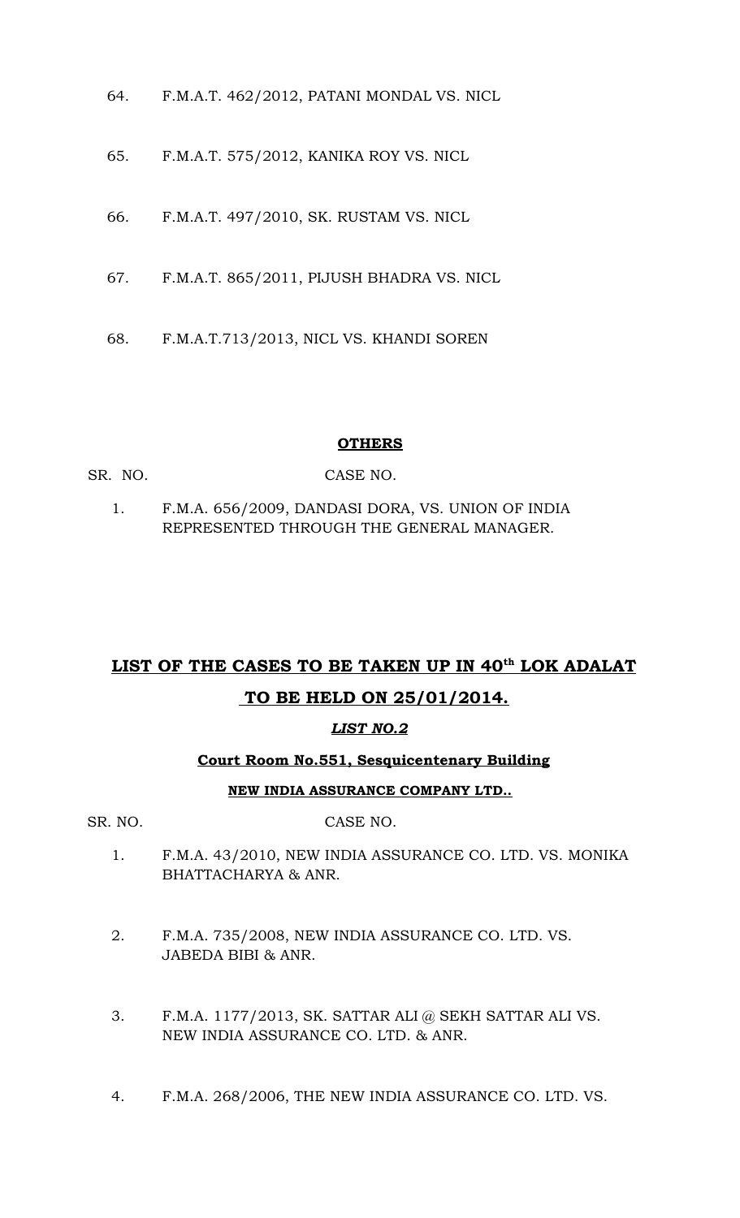64. F.M.A.T. 462/2012, PATANI MONDAL VS. NICL

65. F.M.A.T. 575/2012, KANIKA ROY VS. NICL

66. F.M.A.T. 497/2010, SK. RUSTAM VS. NICL

67. F.M.A.T. 865/2011, PIJUSH BHADRA VS. NICL

68. F.M.A.T.713/2013, NICL VS. KHANDI SOREN

**OTHERS**

SR. NO. CASE NO.

1. F.M.A. 656/2009, DANDASI DORA, VS. UNION OF INDIA REPRESENTED THROUGH THE GENERAL MANAGER.

## LIST OF THE CASES TO BE TAKEN UP IN 40th LOK ADALAT TO BE HELD ON 25/01/2014.

***LIST NO.2***

**Court Room No.551, Sesquicentenary Building**

**NEW INDIA ASSURANCE COMPANY LTD..**

SR. NO. CASE NO.

1. F.M.A. 43/2010, NEW INDIA ASSURANCE CO. LTD. VS. MONIKA BHATTACHARYA & ANR.

2. F.M.A. 735/2008, NEW INDIA ASSURANCE CO. LTD. VS. JABEDA BIBI & ANR.

3. F.M.A. 1177/2013, SK. SATTAR ALI @ SEKH SATTAR ALI VS. NEW INDIA ASSURANCE CO. LTD. & ANR.

4. F.M.A. 268/2006, THE NEW INDIA ASSURANCE CO. LTD. VS.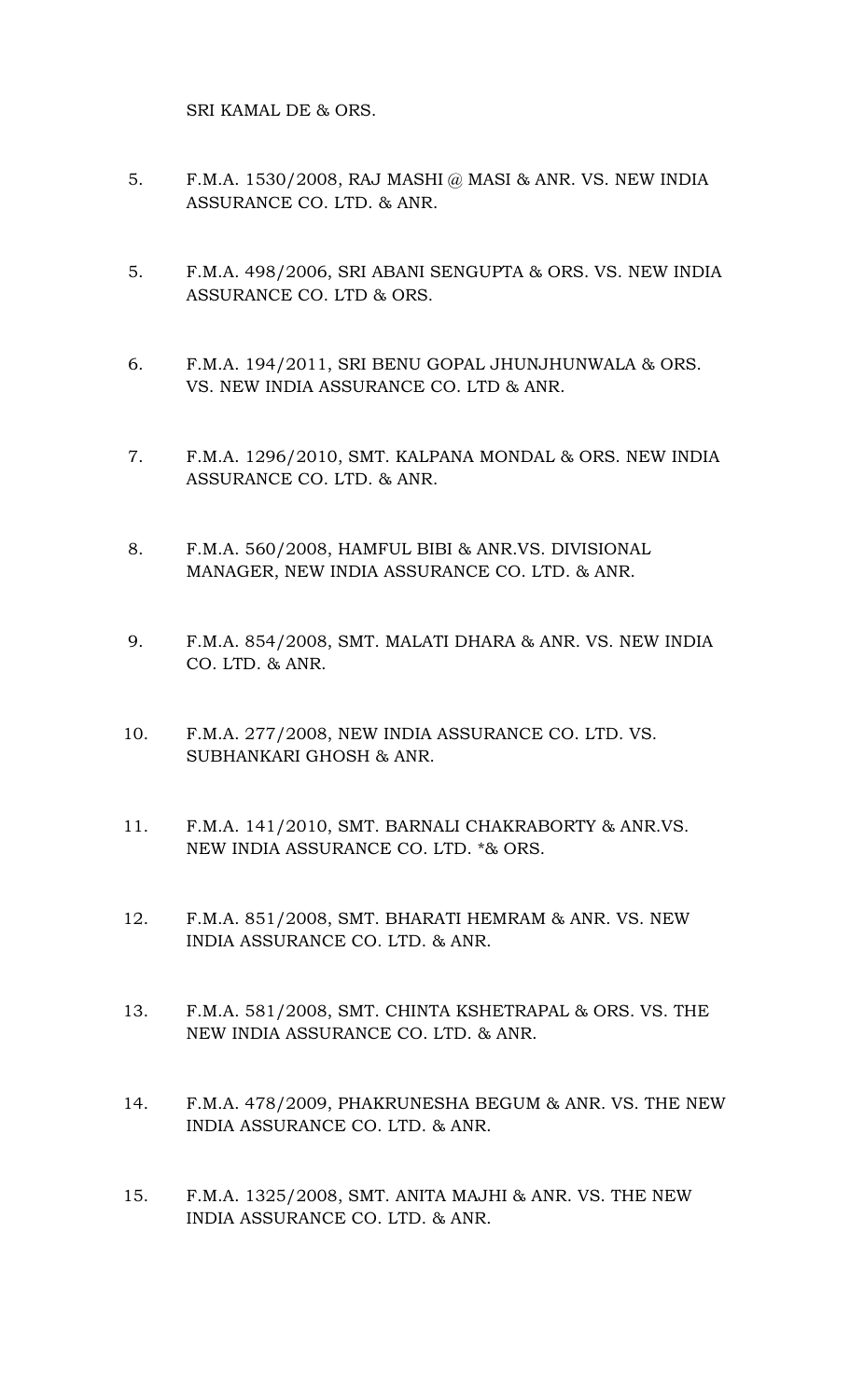SRI KAMAL DE & ORS.

5. F.M.A. 1530/2008, RAJ MASHI @ MASI & ANR. VS. NEW INDIA ASSURANCE CO. LTD. & ANR.

5. F.M.A. 498/2006, SRI ABANI SENGUPTA & ORS. VS. NEW INDIA ASSURANCE CO. LTD & ORS.

6. F.M.A. 194/2011, SRI BENU GOPAL JHUNJHUNWALA & ORS. VS. NEW INDIA ASSURANCE CO. LTD & ANR.

7. F.M.A. 1296/2010, SMT. KALPANA MONDAL & ORS. NEW INDIA ASSURANCE CO. LTD. & ANR.

8. F.M.A. 560/2008, HAMFUL BIBI & ANR.VS. DIVISIONAL MANAGER, NEW INDIA ASSURANCE CO. LTD. & ANR.

9. F.M.A. 854/2008, SMT. MALATI DHARA & ANR. VS. NEW INDIA CO. LTD. & ANR.

10. F.M.A. 277/2008, NEW INDIA ASSURANCE CO. LTD. VS. SUBHANKARI GHOSH & ANR.

11. F.M.A. 141/2010, SMT. BARNALI CHAKRABORTY & ANR.VS. NEW INDIA ASSURANCE CO. LTD. *& ORS.

12. F.M.A. 851/2008, SMT. BHARATI HEMRAM & ANR. VS. NEW INDIA ASSURANCE CO. LTD. & ANR.

13. F.M.A. 581/2008, SMT. CHINTA KSHETRAPAL & ORS. VS. THE NEW INDIA ASSURANCE CO. LTD. & ANR.

14. F.M.A. 478/2009, PHAKRUNESHA BEGUM & ANR. VS. THE NEW INDIA ASSURANCE CO. LTD. & ANR.

15. F.M.A. 1325/2008, SMT. ANITA MAJHI & ANR. VS. THE NEW INDIA ASSURANCE CO. LTD. & ANR.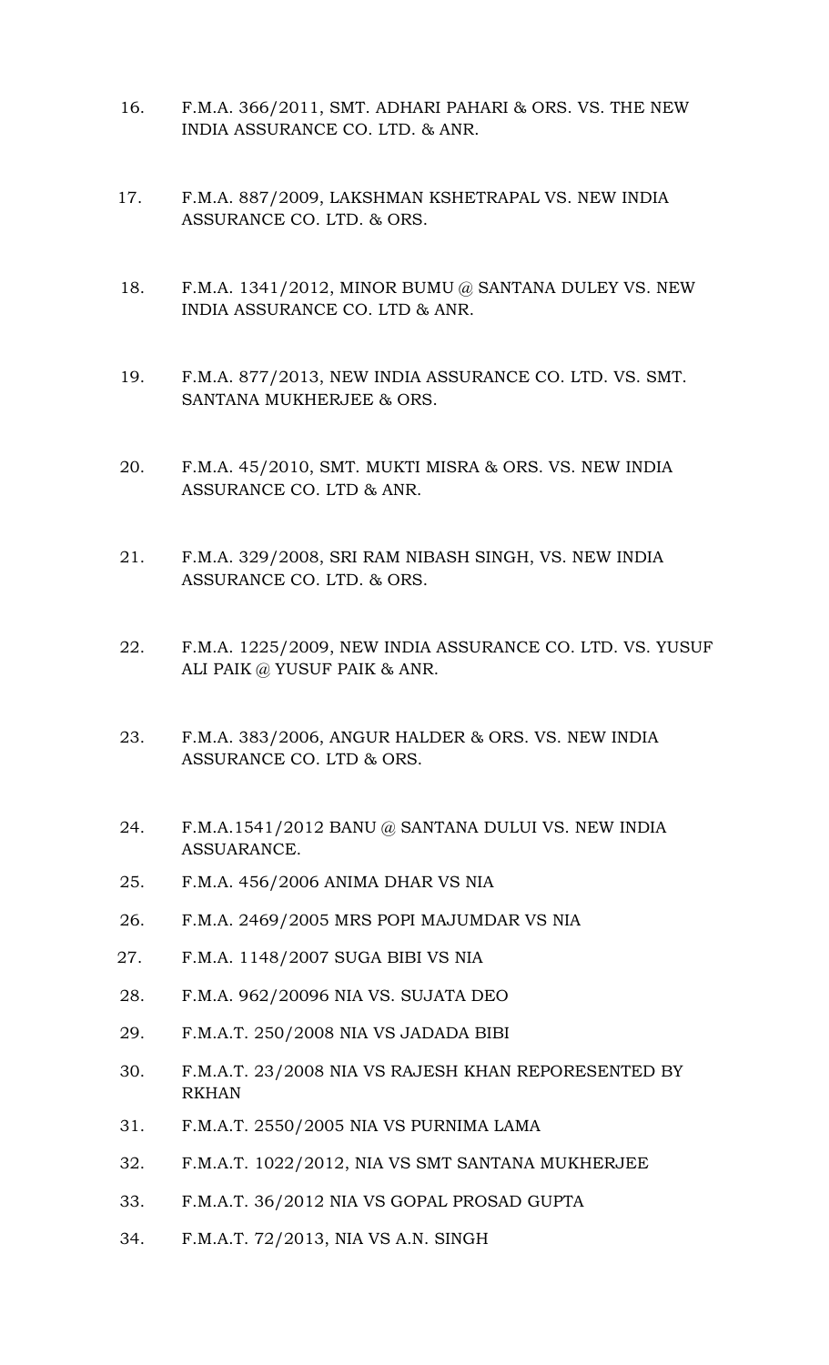16. F.M.A. 366/2011, SMT. ADHARI PAHARI & ORS. VS. THE NEW INDIA ASSURANCE CO. LTD. & ANR.

17. F.M.A. 887/2009, LAKSHMAN KSHETRAPAL VS. NEW INDIA ASSURANCE CO. LTD. & ORS.

18. F.M.A. 1341/2012, MINOR BUMU @ SANTANA DULEY VS. NEW INDIA ASSURANCE CO. LTD & ANR.

19. F.M.A. 877/2013, NEW INDIA ASSURANCE CO. LTD. VS. SMT. SANTANA MUKHERJEE & ORS.

20. F.M.A. 45/2010, SMT. MUKTI MISRA & ORS. VS. NEW INDIA ASSURANCE CO. LTD & ANR.

21. F.M.A. 329/2008, SRI RAM NIBASH SINGH, VS. NEW INDIA ASSURANCE CO. LTD. & ORS.

22. F.M.A. 1225/2009, NEW INDIA ASSURANCE CO. LTD. VS. YUSUF ALI PAIK @ YUSUF PAIK & ANR.

23. F.M.A. 383/2006, ANGUR HALDER & ORS. VS. NEW INDIA ASSURANCE CO. LTD & ORS.

24. F.M.A.1541/2012 BANU @ SANTANA DULUI VS. NEW INDIA ASSUARANCE.

25. F.M.A. 456/2006 ANIMA DHAR VS NIA

26. F.M.A. 2469/2005 MRS POPI MAJUMDAR VS NIA

27. F.M.A. 1148/2007 SUGA BIBI VS NIA

28. F.M.A. 962/20096 NIA VS. SUJATA DEO

29. F.M.A.T. 250/2008 NIA VS JADADA BIBI

30. F.M.A.T. 23/2008 NIA VS RAJESH KHAN REPORESENTED BY RKHAN

31. F.M.A.T. 2550/2005 NIA VS PURNIMA LAMA

32. F.M.A.T. 1022/2012, NIA VS SMT SANTANA MUKHERJEE

33. F.M.A.T. 36/2012 NIA VS GOPAL PROSAD GUPTA

34. F.M.A.T. 72/2013, NIA VS A.N. SINGH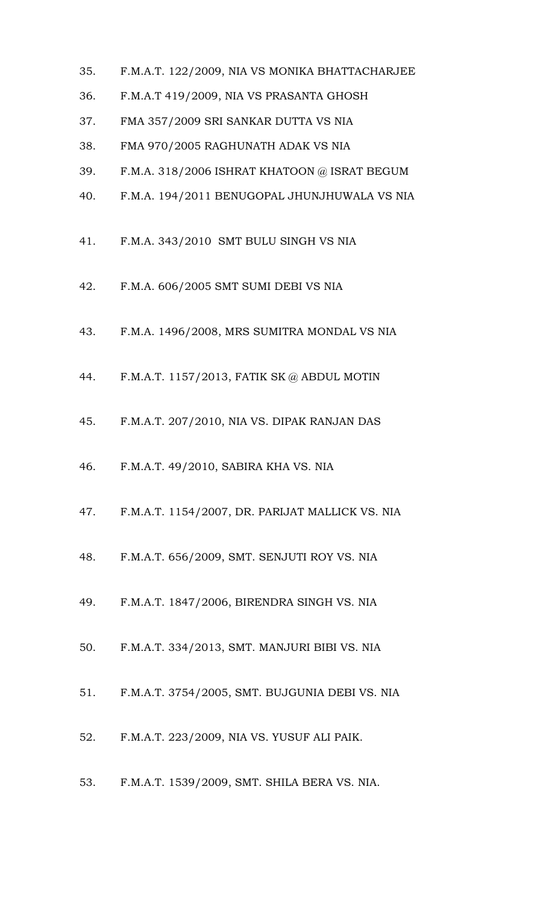35. F.M.A.T. 122/2009, NIA VS MONIKA BHATTACHARJEE
36. F.M.A.T 419/2009, NIA VS PRASANTA GHOSH
37. FMA 357/2009 SRI SANKAR DUTTA VS NIA
38. FMA 970/2005 RAGHUNATH ADAK VS NIA
39. F.M.A. 318/2006 ISHRAT KHATOON @ ISRAT BEGUM
40. F.M.A. 194/2011 BENUGOPAL JHUNJHUWALA VS NIA
41. F.M.A. 343/2010 SMT BULU SINGH VS NIA
42. F.M.A. 606/2005 SMT SUMI DEBI VS NIA
43. F.M.A. 1496/2008, MRS SUMITRA MONDAL VS NIA
44. F.M.A.T. 1157/2013, FATIK SK @ ABDUL MOTIN
45. F.M.A.T. 207/2010, NIA VS. DIPAK RANJAN DAS
46. F.M.A.T. 49/2010, SABIRA KHA VS. NIA
47. F.M.A.T. 1154/2007, DR. PARIJAT MALLICK VS. NIA
48. F.M.A.T. 656/2009, SMT. SENJUTI ROY VS. NIA
49. F.M.A.T. 1847/2006, BIRENDRA SINGH VS. NIA
50. F.M.A.T. 334/2013, SMT. MANJURI BIBI VS. NIA
51. F.M.A.T. 3754/2005, SMT. BUJGUNIA DEBI VS. NIA
52. F.M.A.T. 223/2009, NIA VS. YUSUF ALI PAIK.
53. F.M.A.T. 1539/2009, SMT. SHILA BERA VS. NIA.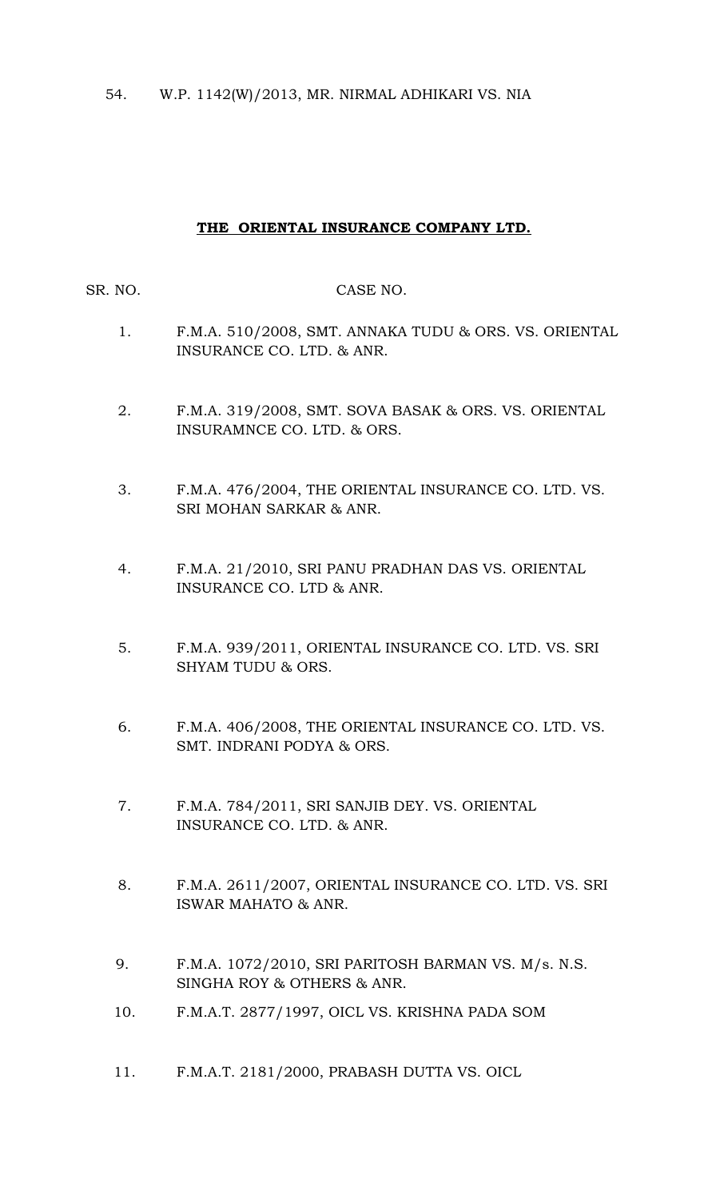54. W.P. 1142(W)/2013, MR. NIRMAL ADHIKARI VS. NIA

**THE ORIENTAL INSURANCE COMPANY LTD.**

| SR. NO. | CASE NO. |
| --- | --- |
| 1. | F.M.A. 510/2008, SMT. ANNAKA TUDU & ORS. VS. ORIENTAL INSURANCE CO. LTD. & ANR. |
| 2. | F.M.A. 319/2008, SMT. SOVA BASAK & ORS. VS. ORIENTAL INSURAMNCE CO. LTD. & ORS. |
| 3. | F.M.A. 476/2004, THE ORIENTAL INSURANCE CO. LTD. VS. SRI MOHAN SARKAR & ANR. |
| 4. | F.M.A. 21/2010, SRI PANU PRADHAN DAS VS. ORIENTAL INSURANCE CO. LTD & ANR. |
| 5. | F.M.A. 939/2011, ORIENTAL INSURANCE CO. LTD. VS. SRI SHYAM TUDU & ORS. |
| 6. | F.M.A. 406/2008, THE ORIENTAL INSURANCE CO. LTD. VS. SMT. INDRANI PODYA & ORS. |
| 7. | F.M.A. 784/2011, SRI SANJIB DEY. VS. ORIENTAL INSURANCE CO. LTD. & ANR. |
| 8. | F.M.A. 2611/2007, ORIENTAL INSURANCE CO. LTD. VS. SRI ISWAR MAHATO & ANR. |
| 9. | F.M.A. 1072/2010, SRI PARITOSH BARMAN VS. M/s. N.S. SINGHA ROY & OTHERS & ANR. |
| 10. | F.M.A.T. 2877/1997, OICL VS. KRISHNA PADA SOM |
| 11. | F.M.A.T. 2181/2000, PRABASH DUTTA VS. OICL |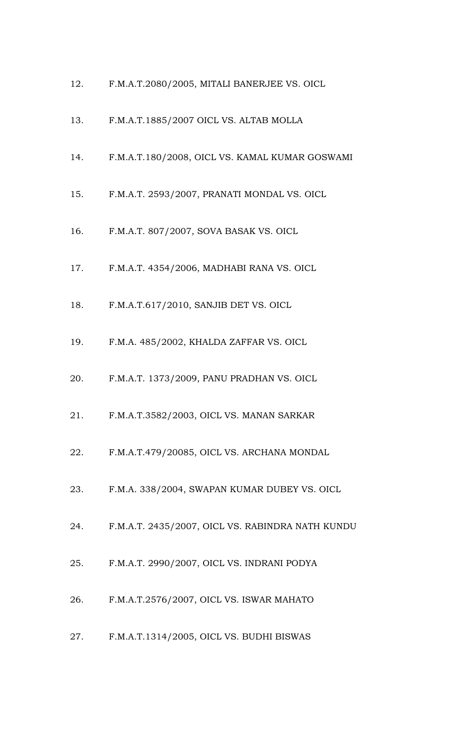12. F.M.A.T.2080/2005, MITALI BANERJEE VS. OICL

13. F.M.A.T.1885/2007 OICL VS. ALTAB MOLLA

14. F.M.A.T.180/2008, OICL VS. KAMAL KUMAR GOSWAMI

15. F.M.A.T. 2593/2007, PRANATI MONDAL VS. OICL

16. F.M.A.T. 807/2007, SOVA BASAK VS. OICL

17. F.M.A.T. 4354/2006, MADHABI RANA VS. OICL

18. F.M.A.T.617/2010, SANJIB DET VS. OICL

19. F.M.A. 485/2002, KHALDA ZAFFAR VS. OICL

20. F.M.A.T. 1373/2009, PANU PRADHAN VS. OICL

21. F.M.A.T.3582/2003, OICL VS. MANAN SARKAR

22. F.M.A.T.479/20085, OICL VS. ARCHANA MONDAL

23. F.M.A. 338/2004, SWAPAN KUMAR DUBEY VS. OICL

24. F.M.A.T. 2435/2007, OICL VS. RABINDRA NATH KUNDU

25. F.M.A.T. 2990/2007, OICL VS. INDRANI PODYA

26. F.M.A.T.2576/2007, OICL VS. ISWAR MAHATO

27. F.M.A.T.1314/2005, OICL VS. BUDHI BISWAS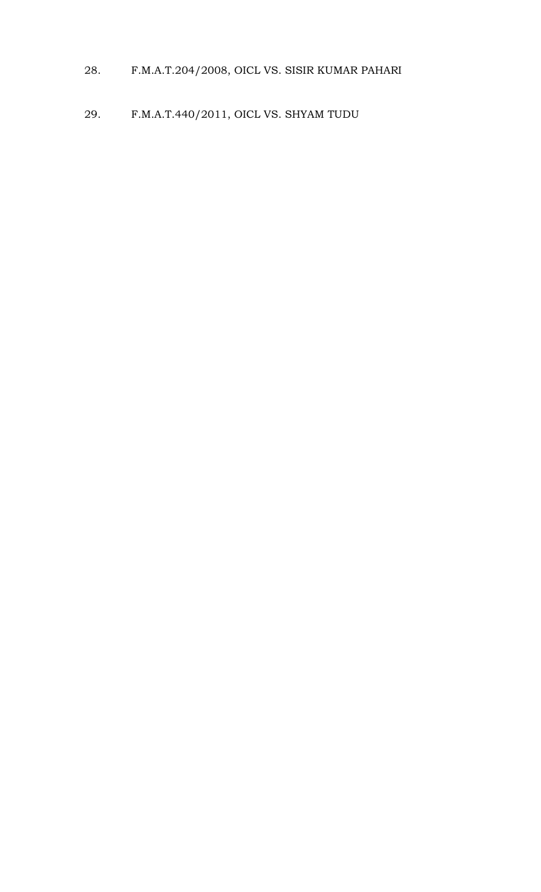28. F.M.A.T.204/2008, OICL VS. SISIR KUMAR PAHARI

29. F.M.A.T.440/2011, OICL VS. SHYAM TUDU